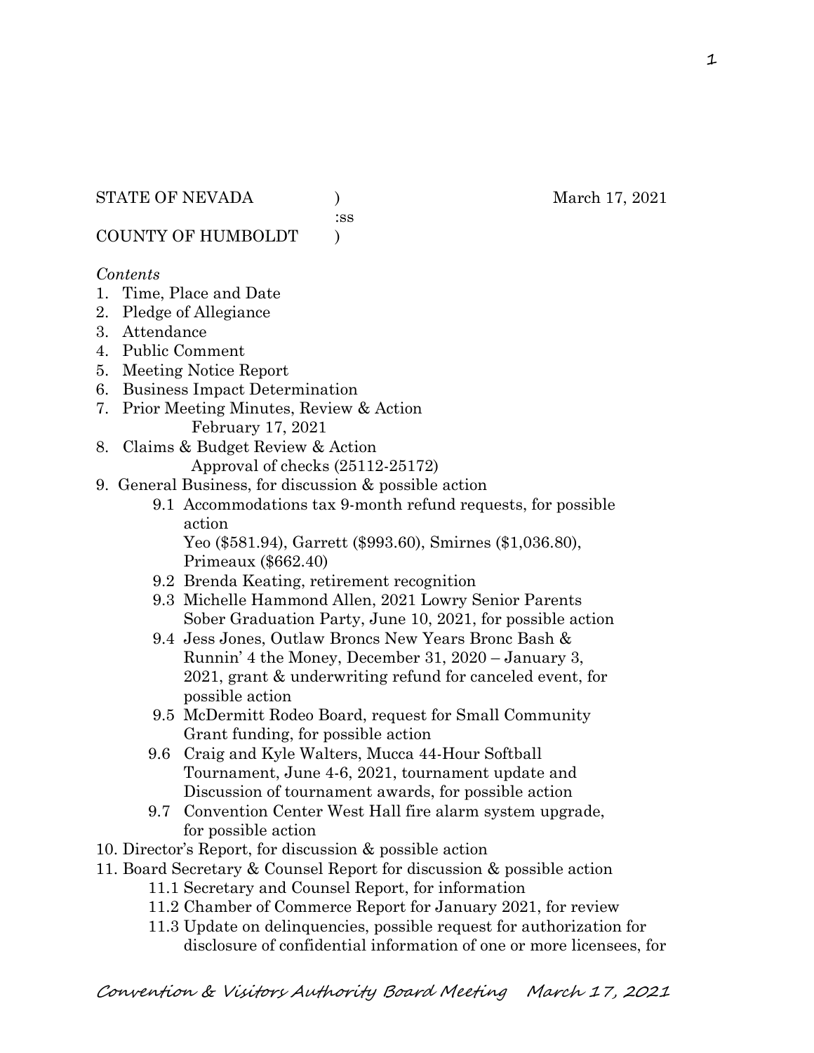STATE OF NEVADA ) March 17, 2021
:ss
COUNTY OF HUMBOLDT )

*Contents*

1. Time, Place and Date
2. Pledge of Allegiance
3. Attendance
4. Public Comment
5. Meeting Notice Report
6. Business Impact Determination
7. Prior Meeting Minutes, Review & Action
   February 17, 2021
8. Claims & Budget Review & Action
   Approval of checks (25112-25172)
9. General Business, for discussion & possible action
   - 9.1 Accommodations tax 9-month refund requests, for possible action
     Yeo ($581.94), Garrett ($993.60), Smirnes ($1,036.80), Primeaux ($662.40)
   - 9.2 Brenda Keating, retirement recognition
   - 9.3 Michelle Hammond Allen, 2021 Lowry Senior Parents Sober Graduation Party, June 10, 2021, for possible action
   - 9.4 Jess Jones, Outlaw Broncs New Years Bronc Bash & Runnin' 4 the Money, December 31, 2020 – January 3, 2021, grant & underwriting refund for canceled event, for possible action
   - 9.5 McDermitt Rodeo Board, request for Small Community Grant funding, for possible action
   - 9.6 Craig and Kyle Walters, Mucca 44-Hour Softball Tournament, June 4-6, 2021, tournament update and Discussion of tournament awards, for possible action
   - 9.7 Convention Center West Hall fire alarm system upgrade, for possible action
10. Director's Report, for discussion & possible action
11. Board Secretary & Counsel Report for discussion & possible action
    - 11.1 Secretary and Counsel Report, for information
    - 11.2 Chamber of Commerce Report for January 2021, for review
    - 11.3 Update on delinquencies, possible request for authorization for disclosure of confidential information of one or more licensees, for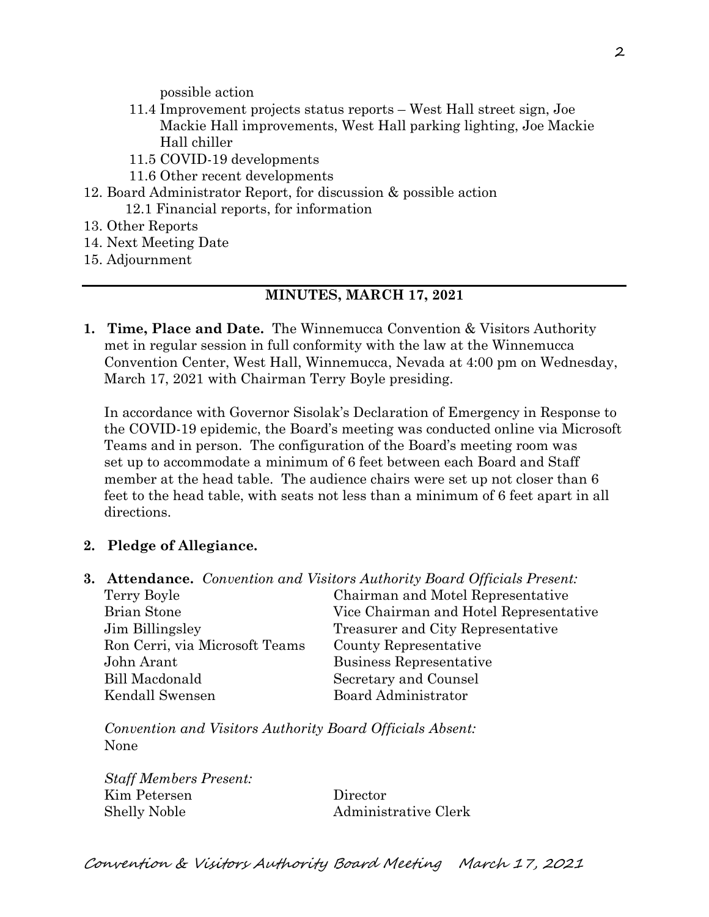possible action

- 11.4 Improvement projects status reports – West Hall street sign, Joe Mackie Hall improvements, West Hall parking lighting, Joe Mackie Hall chiller
- 11.5 COVID-19 developments
- 11.6 Other recent developments

12. Board Administrator Report, for discussion & possible action
    - 12.1 Financial reports, for information
13. Other Reports
14. Next Meeting Date
15. Adjournment

---

## MINUTES, MARCH 17, 2021

1. **Time, Place and Date.** The Winnemucca Convention & Visitors Authority met in regular session in full conformity with the law at the Winnemucca Convention Center, West Hall, Winnemucca, Nevada at 4:00 pm on Wednesday, March 17, 2021 with Chairman Terry Boyle presiding.

   In accordance with Governor Sisolak's Declaration of Emergency in Response to the COVID-19 epidemic, the Board's meeting was conducted online via Microsoft Teams and in person. The configuration of the Board's meeting room was set up to accommodate a minimum of 6 feet between each Board and Staff member at the head table. The audience chairs were set up not closer than 6 feet to the head table, with seats not less than a minimum of 6 feet apart in all directions.

2. **Pledge of Allegiance.**

3. **Attendance.** *Convention and Visitors Authority Board Officials Present:*

| | |
|---|---|
| Terry Boyle | Chairman and Motel Representative |
| Brian Stone | Vice Chairman and Hotel Representative |
| Jim Billingsley | Treasurer and City Representative |
| Ron Cerri, via Microsoft Teams | County Representative |
| John Arant | Business Representative |
| Bill Macdonald | Secretary and Counsel |
| Kendall Swensen | Board Administrator |

*Convention and Visitors Authority Board Officials Absent:*
None

*Staff Members Present:*

| | |
|---|---|
| Kim Petersen | Director |
| Shelly Noble | Administrative Clerk |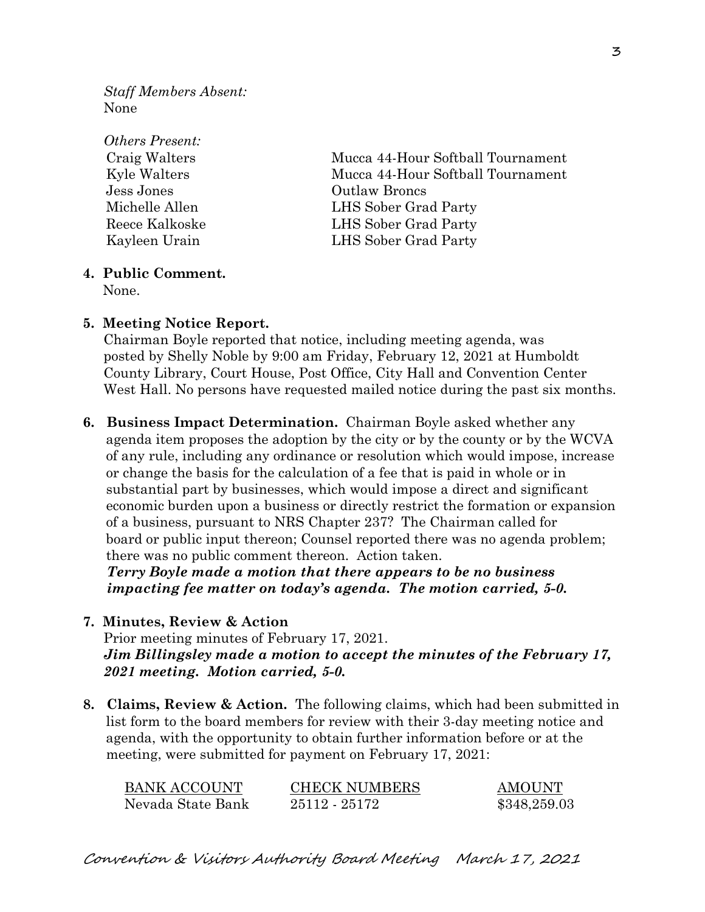*Staff Members Absent:*
None

*Others Present:*

| | |
|---|---|
| Craig Walters | Mucca 44-Hour Softball Tournament |
| Kyle Walters | Mucca 44-Hour Softball Tournament |
| Jess Jones | Outlaw Broncs |
| Michelle Allen | LHS Sober Grad Party |
| Reece Kalkoske | LHS Sober Grad Party |
| Kayleen Urain | LHS Sober Grad Party |

**4. Public Comment.**
None.

**5. Meeting Notice Report.**
Chairman Boyle reported that notice, including meeting agenda, was posted by Shelly Noble by 9:00 am Friday, February 12, 2021 at Humboldt County Library, Court House, Post Office, City Hall and Convention Center West Hall. No persons have requested mailed notice during the past six months.

**6. Business Impact Determination.** Chairman Boyle asked whether any agenda item proposes the adoption by the city or by the county or by the WCVA of any rule, including any ordinance or resolution which would impose, increase or change the basis for the calculation of a fee that is paid in whole or in substantial part by businesses, which would impose a direct and significant economic burden upon a business or directly restrict the formation or expansion of a business, pursuant to NRS Chapter 237? The Chairman called for board or public input thereon; Counsel reported there was no agenda problem; there was no public comment thereon. Action taken.
***Terry Boyle made a motion that there appears to be no business impacting fee matter on today's agenda. The motion carried, 5-0.***

**7. Minutes, Review & Action**
Prior meeting minutes of February 17, 2021.
***Jim Billingsley made a motion to accept the minutes of the February 17, 2021 meeting. Motion carried, 5-0.***

**8. Claims, Review & Action.** The following claims, which had been submitted in list form to the board members for review with their 3-day meeting notice and agenda, with the opportunity to obtain further information before or at the meeting, were submitted for payment on February 17, 2021:

| BANK ACCOUNT | CHECK NUMBERS | AMOUNT |
|---|---|---|
| Nevada State Bank | 25112 - 25172 | $348,259.03 |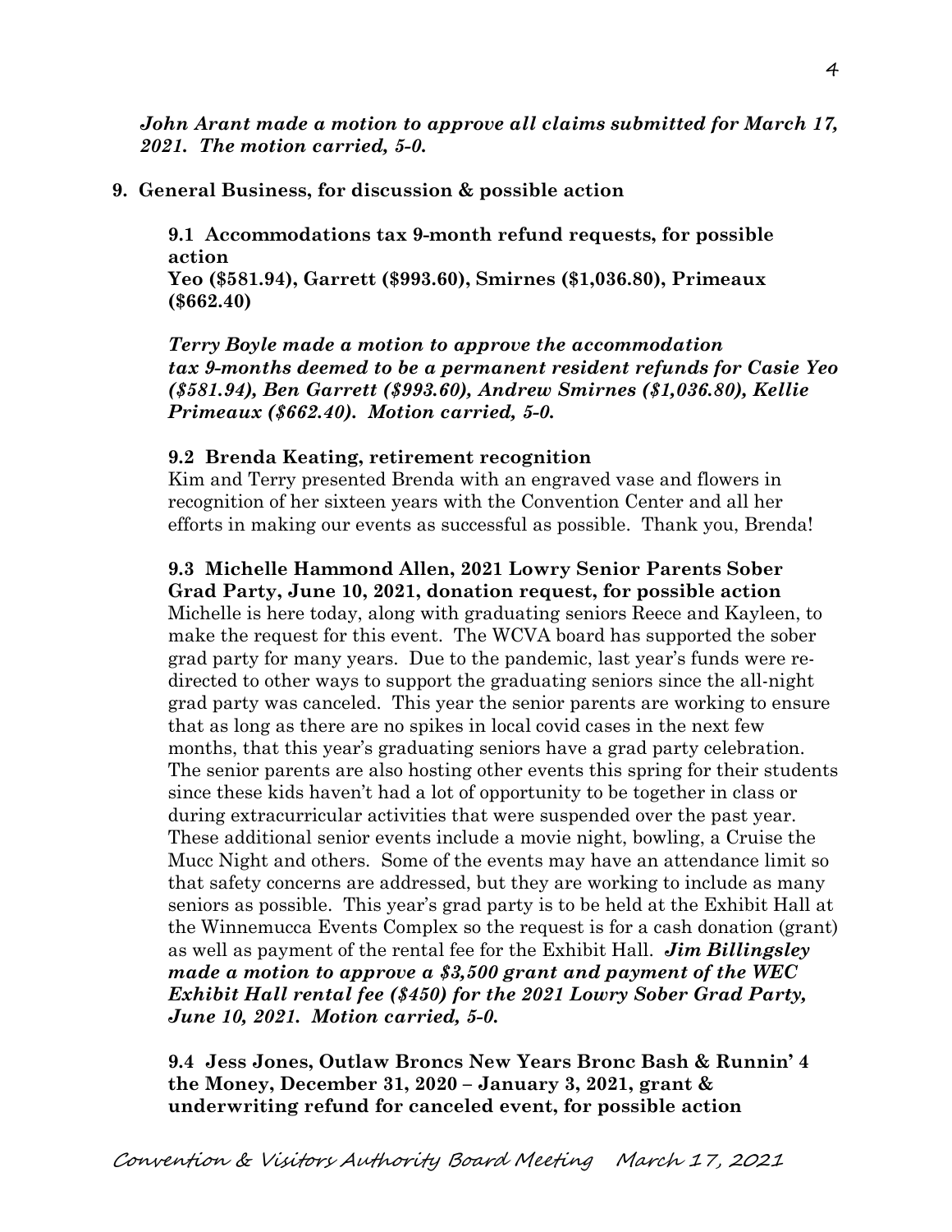***John Arant made a motion to approve all claims submitted for March 17, 2021. The motion carried, 5-0.***

**9. General Business, for discussion & possible action**

**9.1 Accommodations tax 9-month refund requests, for possible action**
**Yeo ($581.94), Garrett ($993.60), Smirnes ($1,036.80), Primeaux ($662.40)**

***Terry Boyle made a motion to approve the accommodation tax 9-months deemed to be a permanent resident refunds for Casie Yeo ($581.94), Ben Garrett ($993.60), Andrew Smirnes ($1,036.80), Kellie Primeaux ($662.40). Motion carried, 5-0.***

**9.2 Brenda Keating, retirement recognition**

Kim and Terry presented Brenda with an engraved vase and flowers in recognition of her sixteen years with the Convention Center and all her efforts in making our events as successful as possible. Thank you, Brenda!

**9.3 Michelle Hammond Allen, 2021 Lowry Senior Parents Sober Grad Party, June 10, 2021, donation request, for possible action**

Michelle is here today, along with graduating seniors Reece and Kayleen, to make the request for this event. The WCVA board has supported the sober grad party for many years. Due to the pandemic, last year's funds were re-directed to other ways to support the graduating seniors since the all-night grad party was canceled. This year the senior parents are working to ensure that as long as there are no spikes in local covid cases in the next few months, that this year's graduating seniors have a grad party celebration. The senior parents are also hosting other events this spring for their students since these kids haven't had a lot of opportunity to be together in class or during extracurricular activities that were suspended over the past year. These additional senior events include a movie night, bowling, a Cruise the Mucc Night and others. Some of the events may have an attendance limit so that safety concerns are addressed, but they are working to include as many seniors as possible. This year's grad party is to be held at the Exhibit Hall at the Winnemucca Events Complex so the request is for a cash donation (grant) as well as payment of the rental fee for the Exhibit Hall. ***Jim Billingsley made a motion to approve a $3,500 grant and payment of the WEC Exhibit Hall rental fee ($450) for the 2021 Lowry Sober Grad Party, June 10, 2021. Motion carried, 5-0.***

**9.4 Jess Jones, Outlaw Broncs New Years Bronc Bash & Runnin' 4 the Money, December 31, 2020 – January 3, 2021, grant & underwriting refund for canceled event, for possible action**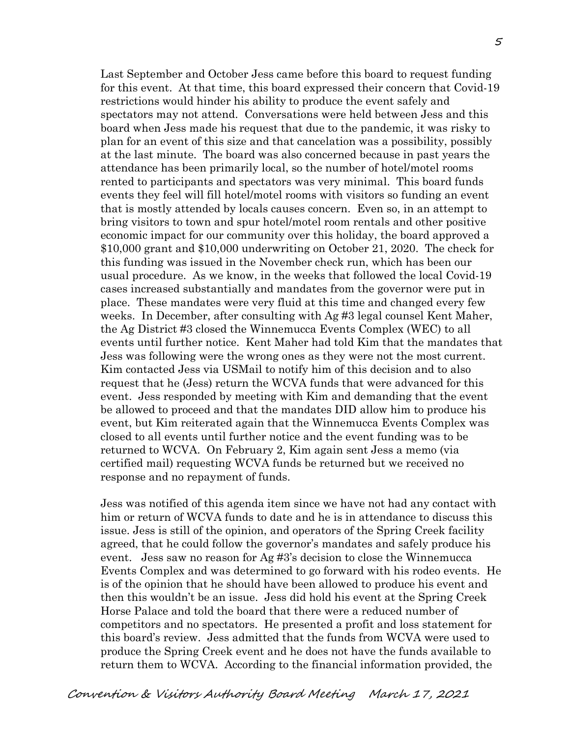Last September and October Jess came before this board to request funding for this event. At that time, this board expressed their concern that Covid-19 restrictions would hinder his ability to produce the event safely and spectators may not attend. Conversations were held between Jess and this board when Jess made his request that due to the pandemic, it was risky to plan for an event of this size and that cancelation was a possibility, possibly at the last minute. The board was also concerned because in past years the attendance has been primarily local, so the number of hotel/motel rooms rented to participants and spectators was very minimal. This board funds events they feel will fill hotel/motel rooms with visitors so funding an event that is mostly attended by locals causes concern. Even so, in an attempt to bring visitors to town and spur hotel/motel room rentals and other positive economic impact for our community over this holiday, the board approved a $10,000 grant and $10,000 underwriting on October 21, 2020. The check for this funding was issued in the November check run, which has been our usual procedure. As we know, in the weeks that followed the local Covid-19 cases increased substantially and mandates from the governor were put in place. These mandates were very fluid at this time and changed every few weeks. In December, after consulting with Ag #3 legal counsel Kent Maher, the Ag District #3 closed the Winnemucca Events Complex (WEC) to all events until further notice. Kent Maher had told Kim that the mandates that Jess was following were the wrong ones as they were not the most current. Kim contacted Jess via USMail to notify him of this decision and to also request that he (Jess) return the WCVA funds that were advanced for this event. Jess responded by meeting with Kim and demanding that the event be allowed to proceed and that the mandates DID allow him to produce his event, but Kim reiterated again that the Winnemucca Events Complex was closed to all events until further notice and the event funding was to be returned to WCVA. On February 2, Kim again sent Jess a memo (via certified mail) requesting WCVA funds be returned but we received no response and no repayment of funds.

Jess was notified of this agenda item since we have not had any contact with him or return of WCVA funds to date and he is in attendance to discuss this issue. Jess is still of the opinion, and operators of the Spring Creek facility agreed, that he could follow the governor's mandates and safely produce his event. Jess saw no reason for Ag #3's decision to close the Winnemucca Events Complex and was determined to go forward with his rodeo events. He is of the opinion that he should have been allowed to produce his event and then this wouldn't be an issue. Jess did hold his event at the Spring Creek Horse Palace and told the board that there were a reduced number of competitors and no spectators. He presented a profit and loss statement for this board's review. Jess admitted that the funds from WCVA were used to produce the Spring Creek event and he does not have the funds available to return them to WCVA. According to the financial information provided, the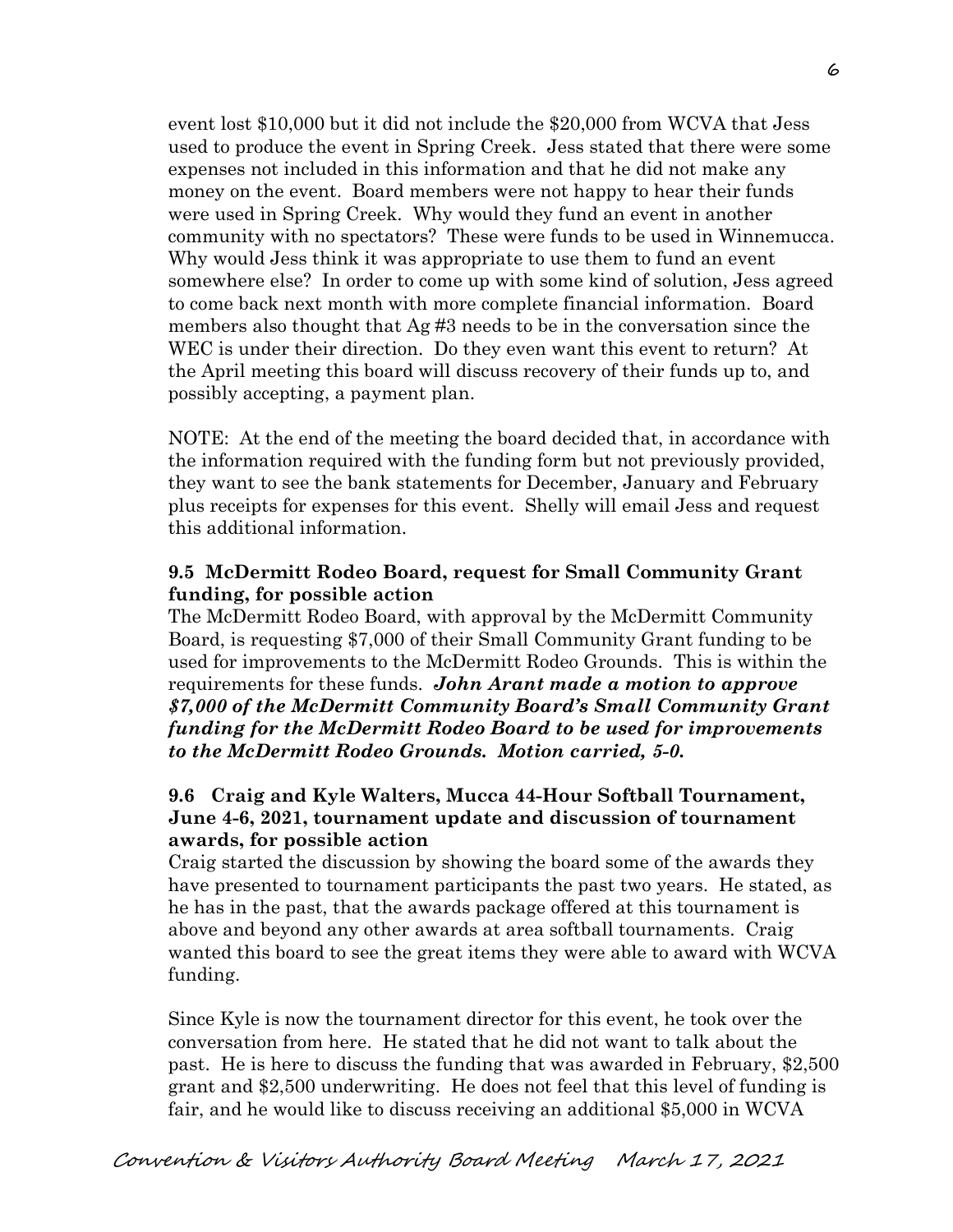event lost $10,000 but it did not include the $20,000 from WCVA that Jess used to produce the event in Spring Creek. Jess stated that there were some expenses not included in this information and that he did not make any money on the event. Board members were not happy to hear their funds were used in Spring Creek. Why would they fund an event in another community with no spectators? These were funds to be used in Winnemucca. Why would Jess think it was appropriate to use them to fund an event somewhere else? In order to come up with some kind of solution, Jess agreed to come back next month with more complete financial information. Board members also thought that Ag #3 needs to be in the conversation since the WEC is under their direction. Do they even want this event to return? At the April meeting this board will discuss recovery of their funds up to, and possibly accepting, a payment plan.

NOTE: At the end of the meeting the board decided that, in accordance with the information required with the funding form but not previously provided, they want to see the bank statements for December, January and February plus receipts for expenses for this event. Shelly will email Jess and request this additional information.

### 9.5 McDermitt Rodeo Board, request for Small Community Grant funding, for possible action

The McDermitt Rodeo Board, with approval by the McDermitt Community Board, is requesting $7,000 of their Small Community Grant funding to be used for improvements to the McDermitt Rodeo Grounds. This is within the requirements for these funds. ***John Arant made a motion to approve $7,000 of the McDermitt Community Board's Small Community Grant funding for the McDermitt Rodeo Board to be used for improvements to the McDermitt Rodeo Grounds. Motion carried, 5-0.***

### 9.6 Craig and Kyle Walters, Mucca 44-Hour Softball Tournament, June 4-6, 2021, tournament update and discussion of tournament awards, for possible action

Craig started the discussion by showing the board some of the awards they have presented to tournament participants the past two years. He stated, as he has in the past, that the awards package offered at this tournament is above and beyond any other awards at area softball tournaments. Craig wanted this board to see the great items they were able to award with WCVA funding.

Since Kyle is now the tournament director for this event, he took over the conversation from here. He stated that he did not want to talk about the past. He is here to discuss the funding that was awarded in February, $2,500 grant and $2,500 underwriting. He does not feel that this level of funding is fair, and he would like to discuss receiving an additional $5,000 in WCVA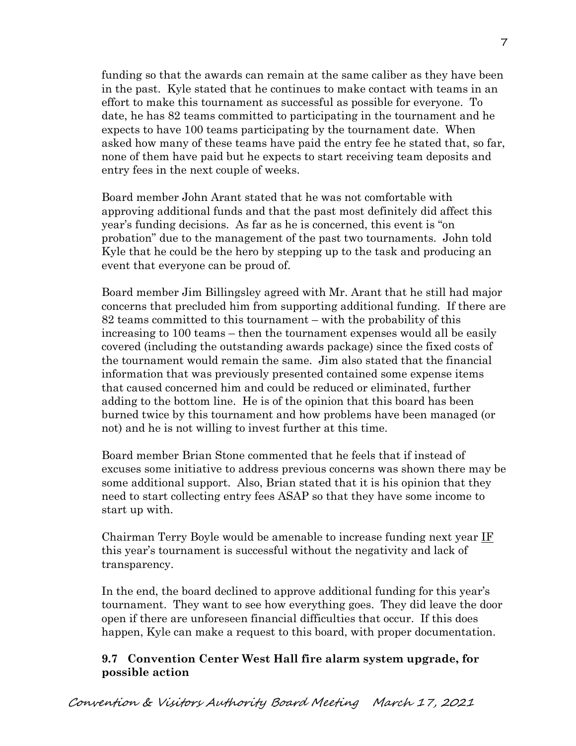funding so that the awards can remain at the same caliber as they have been in the past. Kyle stated that he continues to make contact with teams in an effort to make this tournament as successful as possible for everyone. To date, he has 82 teams committed to participating in the tournament and he expects to have 100 teams participating by the tournament date. When asked how many of these teams have paid the entry fee he stated that, so far, none of them have paid but he expects to start receiving team deposits and entry fees in the next couple of weeks.

Board member John Arant stated that he was not comfortable with approving additional funds and that the past most definitely did affect this year's funding decisions. As far as he is concerned, this event is "on probation" due to the management of the past two tournaments. John told Kyle that he could be the hero by stepping up to the task and producing an event that everyone can be proud of.

Board member Jim Billingsley agreed with Mr. Arant that he still had major concerns that precluded him from supporting additional funding. If there are 82 teams committed to this tournament – with the probability of this increasing to 100 teams – then the tournament expenses would all be easily covered (including the outstanding awards package) since the fixed costs of the tournament would remain the same. Jim also stated that the financial information that was previously presented contained some expense items that caused concerned him and could be reduced or eliminated, further adding to the bottom line. He is of the opinion that this board has been burned twice by this tournament and how problems have been managed (or not) and he is not willing to invest further at this time.

Board member Brian Stone commented that he feels that if instead of excuses some initiative to address previous concerns was shown there may be some additional support. Also, Brian stated that it is his opinion that they need to start collecting entry fees ASAP so that they have some income to start up with.

Chairman Terry Boyle would be amenable to increase funding next year IF this year's tournament is successful without the negativity and lack of transparency.

In the end, the board declined to approve additional funding for this year's tournament. They want to see how everything goes. They did leave the door open if there are unforeseen financial difficulties that occur. If this does happen, Kyle can make a request to this board, with proper documentation.

**9.7 Convention Center West Hall fire alarm system upgrade, for possible action**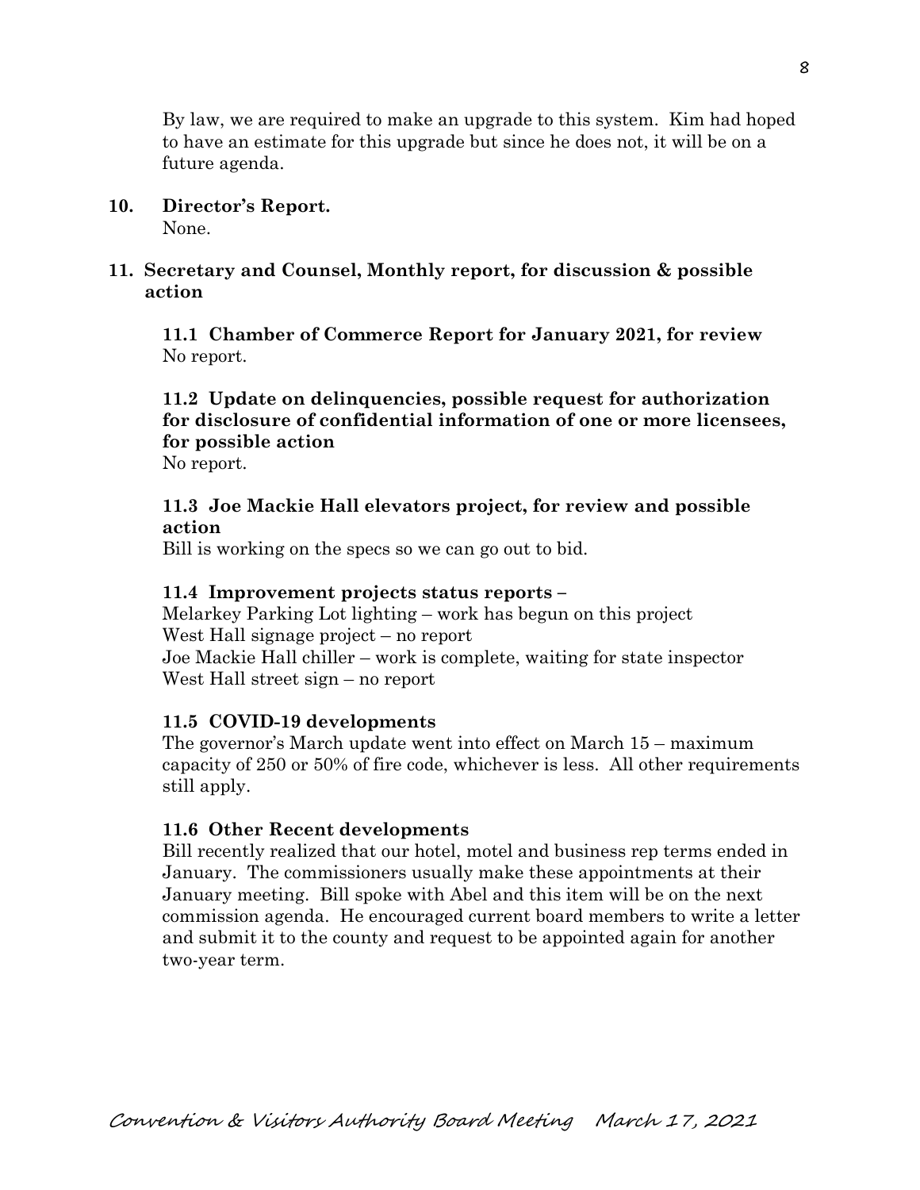By law, we are required to make an upgrade to this system. Kim had hoped to have an estimate for this upgrade but since he does not, it will be on a future agenda.

**10. Director's Report.**

None.

**11. Secretary and Counsel, Monthly report, for discussion & possible action**

**11.1 Chamber of Commerce Report for January 2021, for review**

No report.

**11.2 Update on delinquencies, possible request for authorization for disclosure of confidential information of one or more licensees, for possible action**

No report.

**11.3 Joe Mackie Hall elevators project, for review and possible action**

Bill is working on the specs so we can go out to bid.

**11.4 Improvement projects status reports –**

Melarkey Parking Lot lighting – work has begun on this project
West Hall signage project – no report
Joe Mackie Hall chiller – work is complete, waiting for state inspector
West Hall street sign – no report

**11.5 COVID-19 developments**

The governor's March update went into effect on March 15 – maximum capacity of 250 or 50% of fire code, whichever is less. All other requirements still apply.

**11.6 Other Recent developments**

Bill recently realized that our hotel, motel and business rep terms ended in January. The commissioners usually make these appointments at their January meeting. Bill spoke with Abel and this item will be on the next commission agenda. He encouraged current board members to write a letter and submit it to the county and request to be appointed again for another two-year term.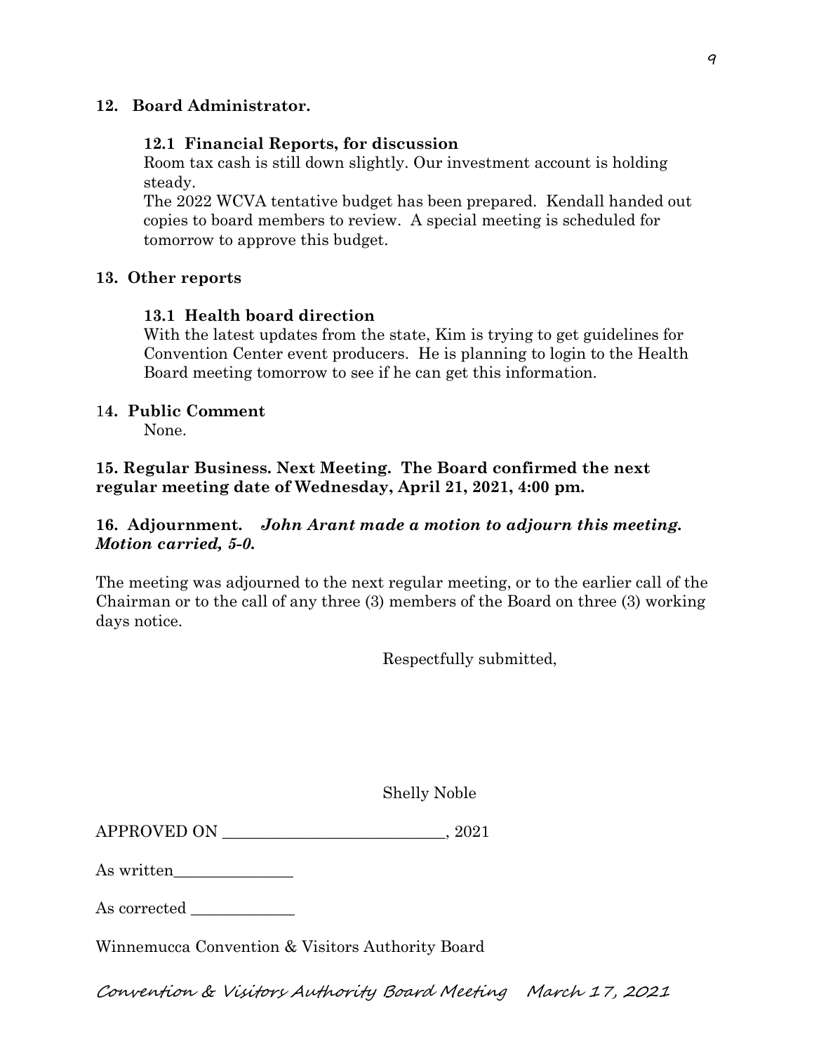**12. Board Administrator.**

**12.1 Financial Reports, for discussion**

Room tax cash is still down slightly. Our investment account is holding steady.

The 2022 WCVA tentative budget has been prepared. Kendall handed out copies to board members to review. A special meeting is scheduled for tomorrow to approve this budget.

**13. Other reports**

**13.1 Health board direction**

With the latest updates from the state, Kim is trying to get guidelines for Convention Center event producers. He is planning to login to the Health Board meeting tomorrow to see if he can get this information.

**14. Public Comment**

None.

**15. Regular Business. Next Meeting. The Board confirmed the next regular meeting date of Wednesday, April 21, 2021, 4:00 pm.**

**16. Adjournment.** ***John Arant made a motion to adjourn this meeting. Motion carried, 5-0.***

The meeting was adjourned to the next regular meeting, or to the earlier call of the Chairman or to the call of any three (3) members of the Board on three (3) working days notice.

Respectfully submitted,

Shelly Noble

APPROVED ON ____________________________, 2021

As written_______________

As corrected _____________

Winnemucca Convention & Visitors Authority Board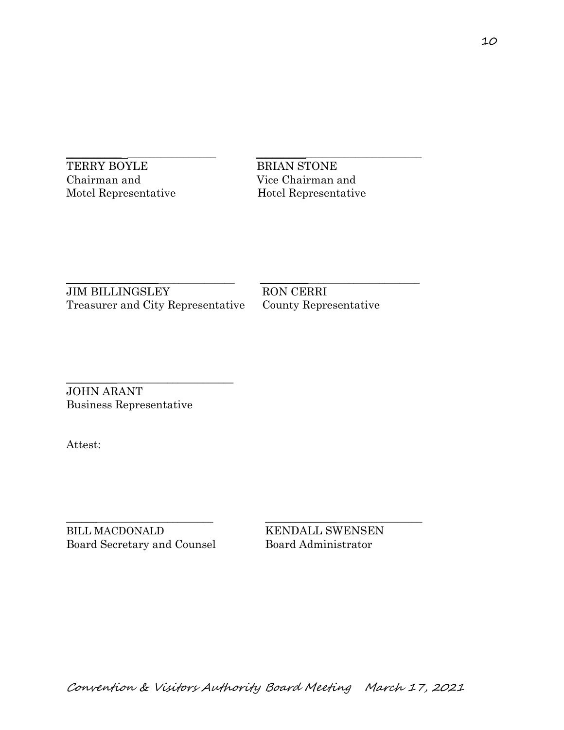\_\_\_\_\_\_\_\_\_\_\_\_\_\_\_\_\_\_\_\_\_\_\_\_\_\_\_\_\_\_
TERRY BOYLE
Chairman and
Motel Representative

\_\_\_\_\_\_\_\_\_\_\_\_\_\_\_\_\_\_\_\_\_\_\_\_\_\_\_\_\_\_
BRIAN STONE
Vice Chairman and
Hotel Representative

\_\_\_\_\_\_\_\_\_\_\_\_\_\_\_\_\_\_\_\_\_\_\_\_\_\_\_\_\_\_
JIM BILLINGSLEY
Treasurer and City Representative

\_\_\_\_\_\_\_\_\_\_\_\_\_\_\_\_\_\_\_\_\_\_\_\_\_\_\_\_\_\_
RON CERRI
County Representative

\_\_\_\_\_\_\_\_\_\_\_\_\_\_\_\_\_\_\_\_\_\_\_\_\_\_\_\_\_\_
JOHN ARANT
Business Representative

Attest:

\_\_\_\_\_\_\_\_\_\_\_\_\_\_\_\_\_\_\_\_\_\_\_\_\_\_\_\_\_\_
BILL MACDONALD
Board Secretary and Counsel

\_\_\_\_\_\_\_\_\_\_\_\_\_\_\_\_\_\_\_\_\_\_\_\_\_\_\_\_\_\_
KENDALL SWENSEN
Board Administrator